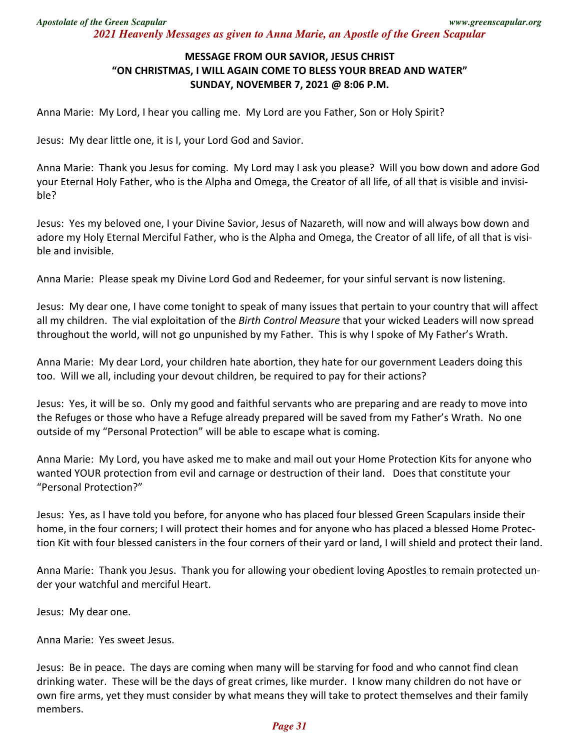**MESSAGE FROM OUR SAVIOR, JESUS CHRIST**
**"ON CHRISTMAS, I WILL AGAIN COME TO BLESS YOUR BREAD AND WATER"**
**SUNDAY, NOVEMBER 7, 2021 @ 8:06 P.M.**

Anna Marie: My Lord, I hear you calling me. My Lord are you Father, Son or Holy Spirit?

Jesus: My dear little one, it is I, your Lord God and Savior.

Anna Marie: Thank you Jesus for coming. My Lord may I ask you please? Will you bow down and adore God your Eternal Holy Father, who is the Alpha and Omega, the Creator of all life, of all that is visible and invisible?

Jesus: Yes my beloved one, I your Divine Savior, Jesus of Nazareth, will now and will always bow down and adore my Holy Eternal Merciful Father, who is the Alpha and Omega, the Creator of all life, of all that is visible and invisible.

Anna Marie: Please speak my Divine Lord God and Redeemer, for your sinful servant is now listening.

Jesus: My dear one, I have come tonight to speak of many issues that pertain to your country that will affect all my children. The vial exploitation of the *Birth Control Measure* that your wicked Leaders will now spread throughout the world, will not go unpunished by my Father. This is why I spoke of My Father's Wrath.

Anna Marie: My dear Lord, your children hate abortion, they hate for our government Leaders doing this too. Will we all, including your devout children, be required to pay for their actions?

Jesus: Yes, it will be so. Only my good and faithful servants who are preparing and are ready to move into the Refuges or those who have a Refuge already prepared will be saved from my Father's Wrath. No one outside of my "Personal Protection" will be able to escape what is coming.

Anna Marie: My Lord, you have asked me to make and mail out your Home Protection Kits for anyone who wanted YOUR protection from evil and carnage or destruction of their land. Does that constitute your "Personal Protection?"

Jesus: Yes, as I have told you before, for anyone who has placed four blessed Green Scapulars inside their home, in the four corners; I will protect their homes and for anyone who has placed a blessed Home Protection Kit with four blessed canisters in the four corners of their yard or land, I will shield and protect their land.

Anna Marie: Thank you Jesus. Thank you for allowing your obedient loving Apostles to remain protected under your watchful and merciful Heart.

Jesus: My dear one.

Anna Marie: Yes sweet Jesus.

Jesus: Be in peace. The days are coming when many will be starving for food and who cannot find clean drinking water. These will be the days of great crimes, like murder. I know many children do not have or own fire arms, yet they must consider by what means they will take to protect themselves and their family members.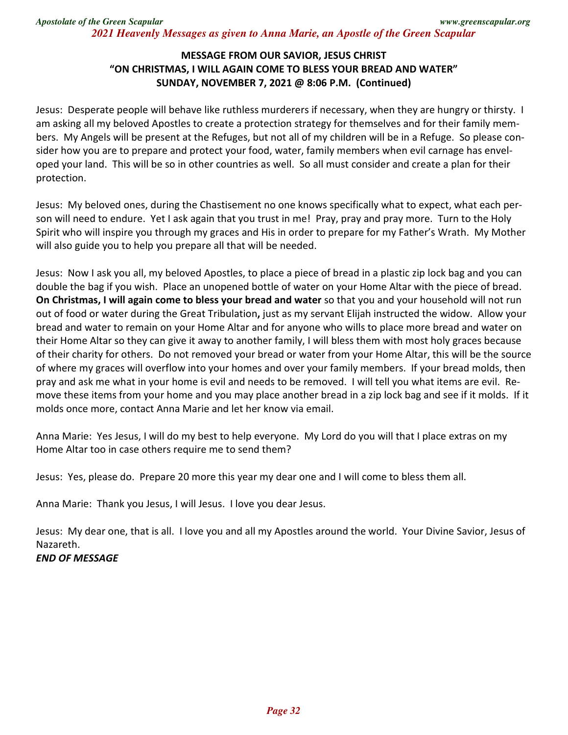**MESSAGE FROM OUR SAVIOR, JESUS CHRIST**
**"ON CHRISTMAS, I WILL AGAIN COME TO BLESS YOUR BREAD AND WATER"**
**SUNDAY, NOVEMBER 7, 2021 @ 8:06 P.M. (Continued)**

Jesus: Desperate people will behave like ruthless murderers if necessary, when they are hungry or thirsty. I am asking all my beloved Apostles to create a protection strategy for themselves and for their family members. My Angels will be present at the Refuges, but not all of my children will be in a Refuge. So please consider how you are to prepare and protect your food, water, family members when evil carnage has enveloped your land. This will be so in other countries as well. So all must consider and create a plan for their protection.

Jesus: My beloved ones, during the Chastisement no one knows specifically what to expect, what each person will need to endure. Yet I ask again that you trust in me! Pray, pray and pray more. Turn to the Holy Spirit who will inspire you through my graces and His in order to prepare for my Father's Wrath. My Mother will also guide you to help you prepare all that will be needed.

Jesus: Now I ask you all, my beloved Apostles, to place a piece of bread in a plastic zip lock bag and you can double the bag if you wish. Place an unopened bottle of water on your Home Altar with the piece of bread. **On Christmas, I will again come to bless your bread and water** so that you and your household will not run out of food or water during the Great Tribulation**,** just as my servant Elijah instructed the widow. Allow your bread and water to remain on your Home Altar and for anyone who wills to place more bread and water on their Home Altar so they can give it away to another family, I will bless them with most holy graces because of their charity for others. Do not removed your bread or water from your Home Altar, this will be the source of where my graces will overflow into your homes and over your family members. If your bread molds, then pray and ask me what in your home is evil and needs to be removed. I will tell you what items are evil. Remove these items from your home and you may place another bread in a zip lock bag and see if it molds. If it molds once more, contact Anna Marie and let her know via email.

Anna Marie: Yes Jesus, I will do my best to help everyone. My Lord do you will that I place extras on my Home Altar too in case others require me to send them?

Jesus: Yes, please do. Prepare 20 more this year my dear one and I will come to bless them all.

Anna Marie: Thank you Jesus, I will Jesus. I love you dear Jesus.

Jesus: My dear one, that is all. I love you and all my Apostles around the world. Your Divine Savior, Jesus of Nazareth.

***END OF MESSAGE***